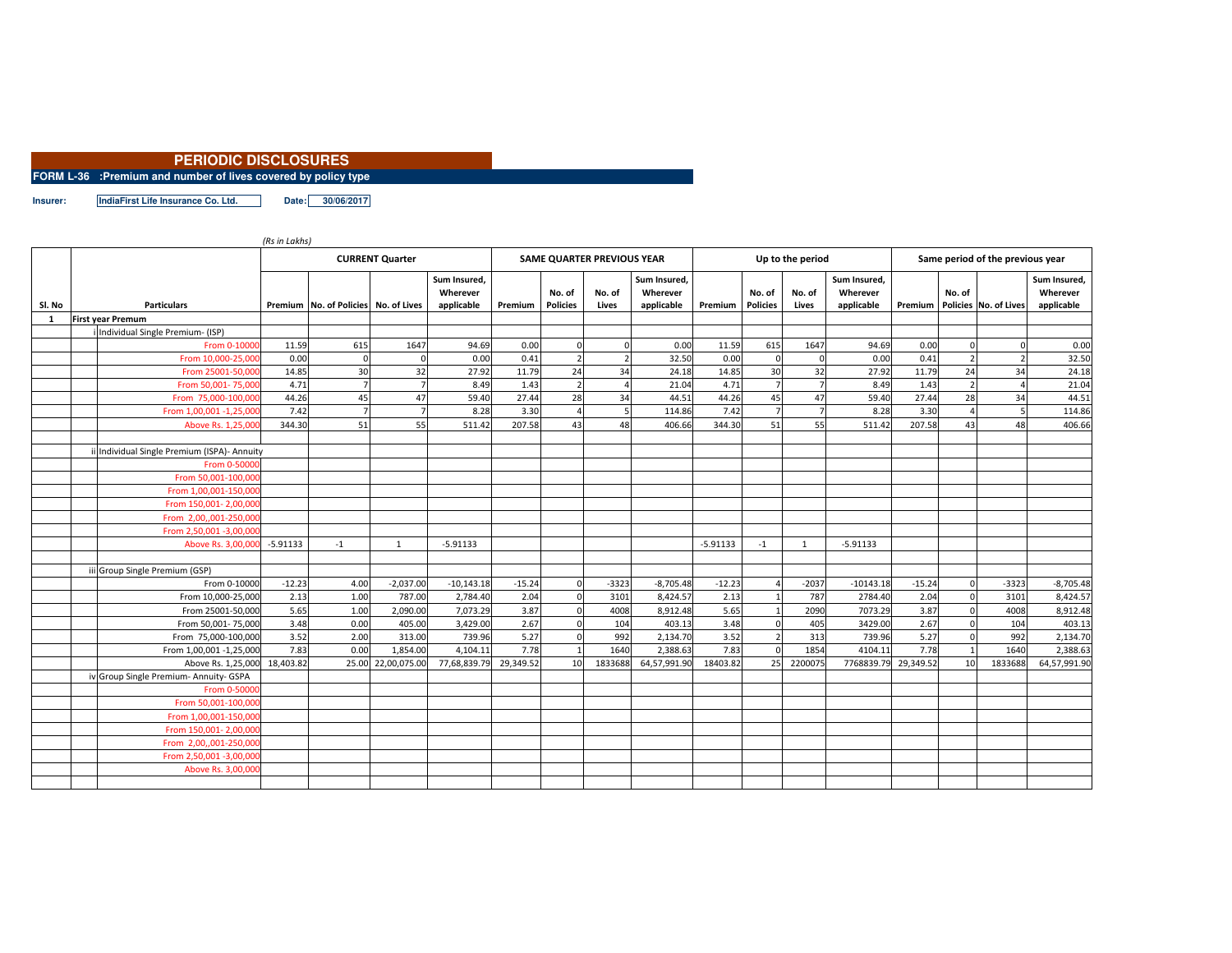# PERIODIC DISCLOSURES

## FORM L-36 :Premium and number of lives covered by policy type

**Insurer:** IndiaFirst Life Insurance Co. Ltd. **Date:** 30/06/2017

*(Rs in Lakhs)*

| Sl. No | Particulars | CURRENT Quarter | | | | SAME QUARTER PREVIOUS YEAR | | | | Up to the period | | | | Same period of the previous year | | | |
|---|---|---|---|---|---|---|---|---|---|---|---|---|---|---|---|---|---|
| | | Premium | No. of Policies | No. of Lives | Sum Insured, Wherever applicable | Premium | No. of Policies | No. of Lives | Sum Insured, Wherever applicable | Premium | No. of Policies | No. of Lives | Sum Insured, Wherever applicable | Premium | No. of Policies | No. of Lives | Sum Insured, Wherever applicable |
| 1 | **First year Premum** | | | | | | | | | | | | | | | | |
| | i Individual Single Premium- (ISP) | | | | | | | | | | | | | | | | |
| | From 0-10000 | 11.59 | 615 | 1647 | 94.69 | 0.00 | 0 | 0 | 0.00 | 11.59 | 615 | 1647 | 94.69 | 0.00 | 0 | 0 | 0.00 |
| | From 10,000-25,000 | 0.00 | 0 | 0 | 0.00 | 0.41 | 2 | 2 | 32.50 | 0.00 | 0 | 0 | 0.00 | 0.41 | 2 | 2 | 32.50 |
| | From 25001-50,000 | 14.85 | 30 | 32 | 27.92 | 11.79 | 24 | 34 | 24.18 | 14.85 | 30 | 32 | 27.92 | 11.79 | 24 | 34 | 24.18 |
| | From 50,001- 75,000 | 4.71 | 7 | 7 | 8.49 | 1.43 | 2 | 4 | 21.04 | 4.71 | 7 | 7 | 8.49 | 1.43 | 2 | 4 | 21.04 |
| | From 75,000-100,000 | 44.26 | 45 | 47 | 59.40 | 27.44 | 28 | 34 | 44.51 | 44.26 | 45 | 47 | 59.40 | 27.44 | 28 | 34 | 44.51 |
| | From 1,00,001 -1,25,000 | 7.42 | 7 | 7 | 8.28 | 3.30 | 4 | 5 | 114.86 | 7.42 | 7 | 7 | 8.28 | 3.30 | 4 | 5 | 114.86 |
| | Above Rs. 1,25,000 | 344.30 | 51 | 55 | 511.42 | 207.58 | 43 | 48 | 406.66 | 344.30 | 51 | 55 | 511.42 | 207.58 | 43 | 48 | 406.66 |
| | | | | | | | | | | | | | | | | | |
| | ii Individual Single Premium (ISPA)- Annuity | | | | | | | | | | | | | | | | |
| | From 0-50000 | | | | | | | | | | | | | | | | |
| | From 50,001-100,000 | | | | | | | | | | | | | | | | |
| | From 1,00,001-150,000 | | | | | | | | | | | | | | | | |
| | From 150,001- 2,00,000 | | | | | | | | | | | | | | | | |
| | From 2,00,,001-250,000 | | | | | | | | | | | | | | | | |
| | From 2,50,001 -3,00,000 | | | | | | | | | | | | | | | | |
| | Above Rs. 3,00,000 | -5.91133 | -1 | 1 | -5.91133 | | | | | -5.91133 | -1 | 1 | -5.91133 | | | | |
| | | | | | | | | | | | | | | | | | |
| | iii Group Single Premium (GSP) | | | | | | | | | | | | | | | | |
| | From 0-10000 | -12.23 | 4.00 | -2,037.00 | -10,143.18 | -15.24 | 0 | -3323 | -8,705.48 | -12.23 | 4 | -2037 | -10143.18 | -15.24 | 0 | -3323 | -8,705.48 |
| | From 10,000-25,000 | 2.13 | 1.00 | 787.00 | 2,784.40 | 2.04 | 0 | 3101 | 8,424.57 | 2.13 | 1 | 787 | 2784.40 | 2.04 | 0 | 3101 | 8,424.57 |
| | From 25001-50,000 | 5.65 | 1.00 | 2,090.00 | 7,073.29 | 3.87 | 0 | 4008 | 8,912.48 | 5.65 | 1 | 2090 | 7073.29 | 3.87 | 0 | 4008 | 8,912.48 |
| | From 50,001- 75,000 | 3.48 | 0.00 | 405.00 | 3,429.00 | 2.67 | 0 | 104 | 403.13 | 3.48 | 0 | 405 | 3429.00 | 2.67 | 0 | 104 | 403.13 |
| | From 75,000-100,000 | 3.52 | 2.00 | 313.00 | 739.96 | 5.27 | 0 | 992 | 2,134.70 | 3.52 | 2 | 313 | 739.96 | 5.27 | 0 | 992 | 2,134.70 |
| | From 1,00,001 -1,25,000 | 7.83 | 0.00 | 1,854.00 | 4,104.11 | 7.78 | 1 | 1640 | 2,388.63 | 7.83 | 0 | 1854 | 4104.11 | 7.78 | 1 | 1640 | 2,388.63 |
| | Above Rs. 1,25,000 | 18,403.82 | 25.00 | 22,00,075.00 | 77,68,839.79 | 29,349.52 | 10 | 1833688 | 64,57,991.90 | 18403.82 | 25 | 2200075 | 7768839.79 | 29,349.52 | 10 | 1833688 | 64,57,991.90 |
| | iv Group Single Premium- Annuity- GSPA | | | | | | | | | | | | | | | | |
| | From 0-50000 | | | | | | | | | | | | | | | | |
| | From 50,001-100,000 | | | | | | | | | | | | | | | | |
| | From 1,00,001-150,000 | | | | | | | | | | | | | | | | |
| | From 150,001- 2,00,000 | | | | | | | | | | | | | | | | |
| | From 2,00,,001-250,000 | | | | | | | | | | | | | | | | |
| | From 2,50,001 -3,00,000 | | | | | | | | | | | | | | | | |
| | Above Rs. 3,00,000 | | | | | | | | | | | | | | | | |
| | | | | | | | | | | | | | | | | | |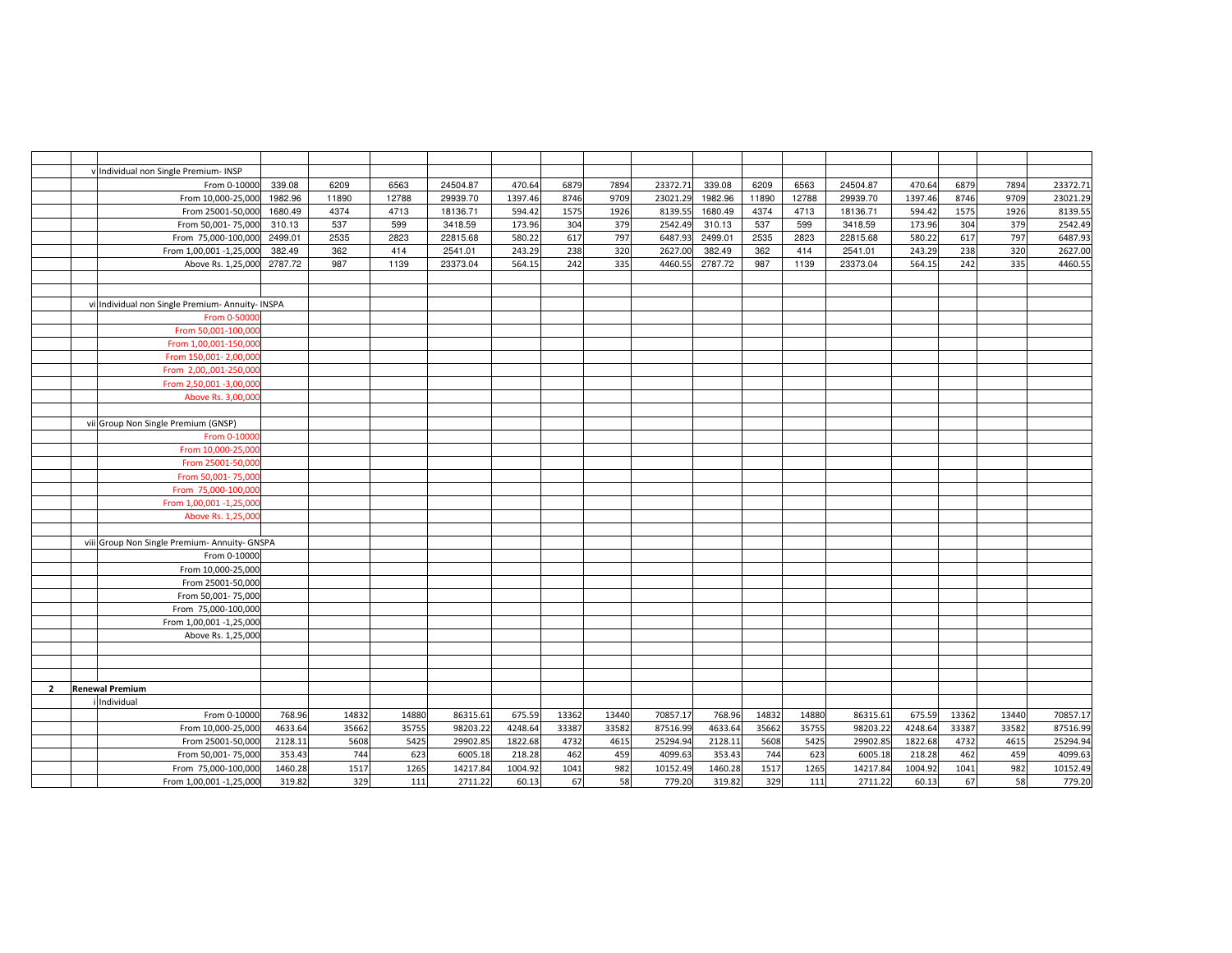| | | | | | | | | | | | | | | | | | |
|---|---|---|---|---|---|---|---|---|---|---|---|---|---|---|---|---|---|
| | v | Individual non Single Premium- INSP | | | | | | | | | | | | | | | |
| | | From 0-10000 | 339.08 | 6209 | 6563 | 24504.87 | 470.64 | 6879 | 7894 | 23372.71 | 339.08 | 6209 | 6563 | 24504.87 | 470.64 | 6879 | 7894 | 23372.71 |
| | | From 10,000-25,000 | 1982.96 | 11890 | 12788 | 29939.70 | 1397.46 | 8746 | 9709 | 23021.29 | 1982.96 | 11890 | 12788 | 29939.70 | 1397.46 | 8746 | 9709 | 23021.29 |
| | | From 25001-50,000 | 1680.49 | 4374 | 4713 | 18136.71 | 594.42 | 1575 | 1926 | 8139.55 | 1680.49 | 4374 | 4713 | 18136.71 | 594.42 | 1575 | 1926 | 8139.55 |
| | | From 50,001- 75,000 | 310.13 | 537 | 599 | 3418.59 | 173.96 | 304 | 379 | 2542.49 | 310.13 | 537 | 599 | 3418.59 | 173.96 | 304 | 379 | 2542.49 |
| | | From 75,000-100,000 | 2499.01 | 2535 | 2823 | 22815.68 | 580.22 | 617 | 797 | 6487.93 | 2499.01 | 2535 | 2823 | 22815.68 | 580.22 | 617 | 797 | 6487.93 |
| | | From 1,00,001 -1,25,000 | 382.49 | 362 | 414 | 2541.01 | 243.29 | 238 | 320 | 2627.00 | 382.49 | 362 | 414 | 2541.01 | 243.29 | 238 | 320 | 2627.00 |
| | | Above Rs. 1,25,000 | 2787.72 | 987 | 1139 | 23373.04 | 564.15 | 242 | 335 | 4460.55 | 2787.72 | 987 | 1139 | 23373.04 | 564.15 | 242 | 335 | 4460.55 |
| | | | | | | | | | | | | | | | | | | |
| | | | | | | | | | | | | | | | | | | |
| | vi | Individual non Single Premium- Annuity- INSPA | | | | | | | | | | | | | | | |
| | | From 0-50000 | | | | | | | | | | | | | | | | |
| | | From 50,001-100,000 | | | | | | | | | | | | | | | | |
| | | From 1,00,001-150,000 | | | | | | | | | | | | | | | | |
| | | From 150,001- 2,00,000 | | | | | | | | | | | | | | | | |
| | | From 2,00,,001-250,000 | | | | | | | | | | | | | | | | |
| | | From 2,50,001 -3,00,000 | | | | | | | | | | | | | | | | |
| | | Above Rs. 3,00,000 | | | | | | | | | | | | | | | | |
| | | | | | | | | | | | | | | | | | | |
| | vii | Group Non Single Premium (GNSP) | | | | | | | | | | | | | | | |
| | | From 0-10000 | | | | | | | | | | | | | | | | |
| | | From 10,000-25,000 | | | | | | | | | | | | | | | | |
| | | From 25001-50,000 | | | | | | | | | | | | | | | | |
| | | From 50,001- 75,000 | | | | | | | | | | | | | | | | |
| | | From 75,000-100,000 | | | | | | | | | | | | | | | | |
| | | From 1,00,001 -1,25,000 | | | | | | | | | | | | | | | | |
| | | Above Rs. 1,25,000 | | | | | | | | | | | | | | | | |
| | | | | | | | | | | | | | | | | | | |
| | viii | Group Non Single Premium- Annuity- GNSPA | | | | | | | | | | | | | | | |
| | | From 0-10000 | | | | | | | | | | | | | | | | |
| | | From 10,000-25,000 | | | | | | | | | | | | | | | | |
| | | From 25001-50,000 | | | | | | | | | | | | | | | | |
| | | From 50,001- 75,000 | | | | | | | | | | | | | | | | |
| | | From 75,000-100,000 | | | | | | | | | | | | | | | | |
| | | From 1,00,001 -1,25,000 | | | | | | | | | | | | | | | | |
| | | Above Rs. 1,25,000 | | | | | | | | | | | | | | | | |
| | | | | | | | | | | | | | | | | | | |
| | | | | | | | | | | | | | | | | | | |
| | | | | | | | | | | | | | | | | | | |
| **2** | **Renewal Premium** | | | | | | | | | | | | | | | | | |
| | i | Individual | | | | | | | | | | | | | | | | |
| | | From 0-10000 | 768.96 | 14832 | 14880 | 86315.61 | 675.59 | 13362 | 13440 | 70857.17 | 768.96 | 14832 | 14880 | 86315.61 | 675.59 | 13362 | 13440 | 70857.17 |
| | | From 10,000-25,000 | 4633.64 | 35662 | 35755 | 98203.22 | 4248.64 | 33387 | 33582 | 87516.99 | 4633.64 | 35662 | 35755 | 98203.22 | 4248.64 | 33387 | 33582 | 87516.99 |
| | | From 25001-50,000 | 2128.11 | 5608 | 5425 | 29902.85 | 1822.68 | 4732 | 4615 | 25294.94 | 2128.11 | 5608 | 5425 | 29902.85 | 1822.68 | 4732 | 4615 | 25294.94 |
| | | From 50,001- 75,000 | 353.43 | 744 | 623 | 6005.18 | 218.28 | 462 | 459 | 4099.63 | 353.43 | 744 | 623 | 6005.18 | 218.28 | 462 | 459 | 4099.63 |
| | | From 75,000-100,000 | 1460.28 | 1517 | 1265 | 14217.84 | 1004.92 | 1041 | 982 | 10152.49 | 1460.28 | 1517 | 1265 | 14217.84 | 1004.92 | 1041 | 982 | 10152.49 |
| | | From 1,00,001 -1,25,000 | 319.82 | 329 | 111 | 2711.22 | 60.13 | 67 | 58 | 779.20 | 319.82 | 329 | 111 | 2711.22 | 60.13 | 67 | 58 | 779.20 |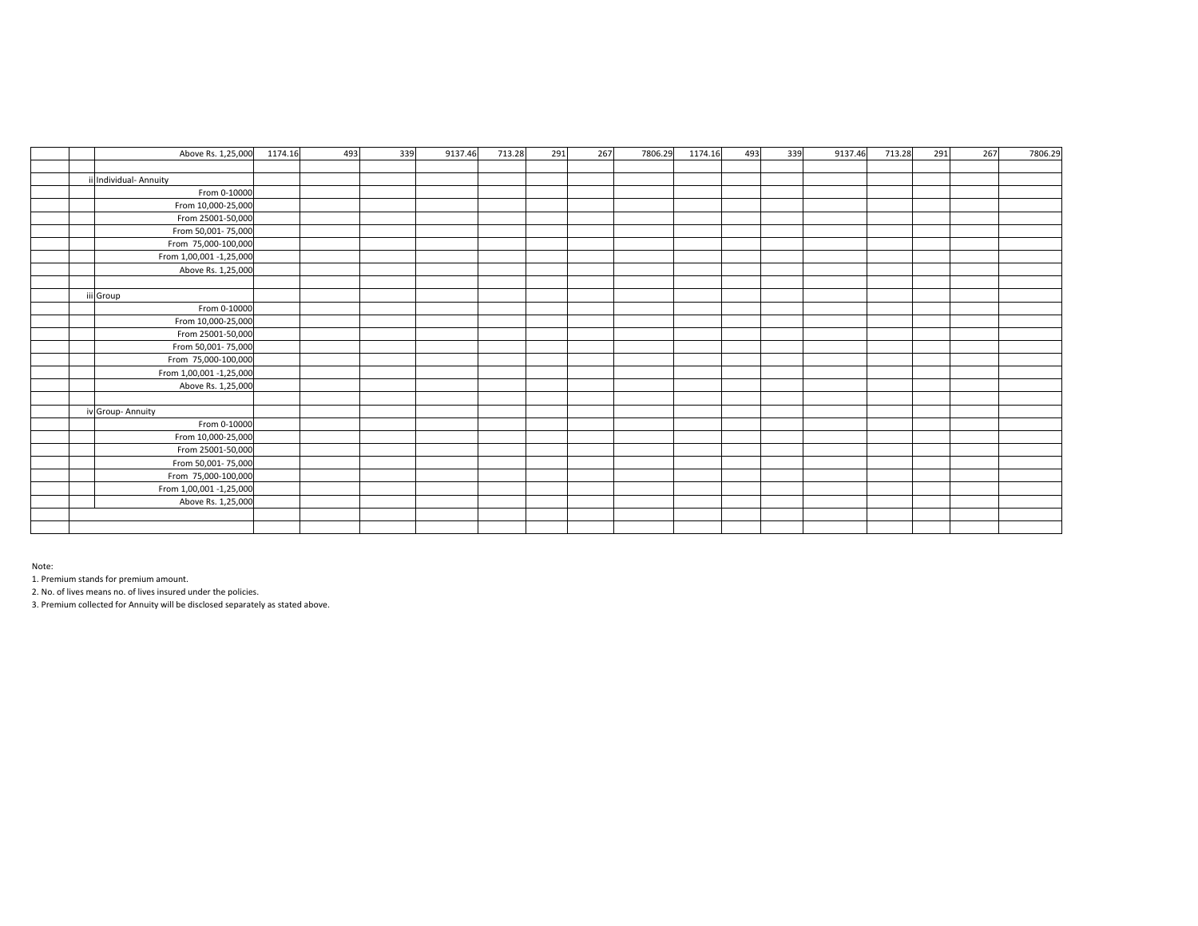| | | | | | | | | | | | | | | | | | |
|---|---|---|---|---|---|---|---|---|---|---|---|---|---|---|---|---|---|
| | | Above Rs. 1,25,000 | 1174.16 | 493 | 339 | 9137.46 | 713.28 | 291 | 267 | 7806.29 | 1174.16 | 493 | 339 | 9137.46 | 713.28 | 291 | 267 | 7806.29 |
| | | | | | | | | | | | | | | | | | | |
| | ii | Individual- Annuity | | | | | | | | | | | | | | | | |
| | | From 0-10000 | | | | | | | | | | | | | | | | |
| | | From 10,000-25,000 | | | | | | | | | | | | | | | | |
| | | From 25001-50,000 | | | | | | | | | | | | | | | | |
| | | From 50,001- 75,000 | | | | | | | | | | | | | | | | |
| | | From 75,000-100,000 | | | | | | | | | | | | | | | | |
| | | From 1,00,001 -1,25,000 | | | | | | | | | | | | | | | | |
| | | Above Rs. 1,25,000 | | | | | | | | | | | | | | | | |
| | | | | | | | | | | | | | | | | | | |
| | iii | Group | | | | | | | | | | | | | | | | |
| | | From 0-10000 | | | | | | | | | | | | | | | | |
| | | From 10,000-25,000 | | | | | | | | | | | | | | | | |
| | | From 25001-50,000 | | | | | | | | | | | | | | | | |
| | | From 50,001- 75,000 | | | | | | | | | | | | | | | | |
| | | From 75,000-100,000 | | | | | | | | | | | | | | | | |
| | | From 1,00,001 -1,25,000 | | | | | | | | | | | | | | | | |
| | | Above Rs. 1,25,000 | | | | | | | | | | | | | | | | |
| | | | | | | | | | | | | | | | | | | |
| | iv | Group- Annuity | | | | | | | | | | | | | | | | |
| | | From 0-10000 | | | | | | | | | | | | | | | | |
| | | From 10,000-25,000 | | | | | | | | | | | | | | | | |
| | | From 25001-50,000 | | | | | | | | | | | | | | | | |
| | | From 50,001- 75,000 | | | | | | | | | | | | | | | | |
| | | From 75,000-100,000 | | | | | | | | | | | | | | | | |
| | | From 1,00,001 -1,25,000 | | | | | | | | | | | | | | | | |
| | | Above Rs. 1,25,000 | | | | | | | | | | | | | | | | |
| | | | | | | | | | | | | | | | | | | |
| | | | | | | | | | | | | | | | | | | |

Note:

1. Premium stands for premium amount.

2. No. of lives means no. of lives insured under the policies.

3. Premium collected for Annuity will be disclosed separately as stated above.